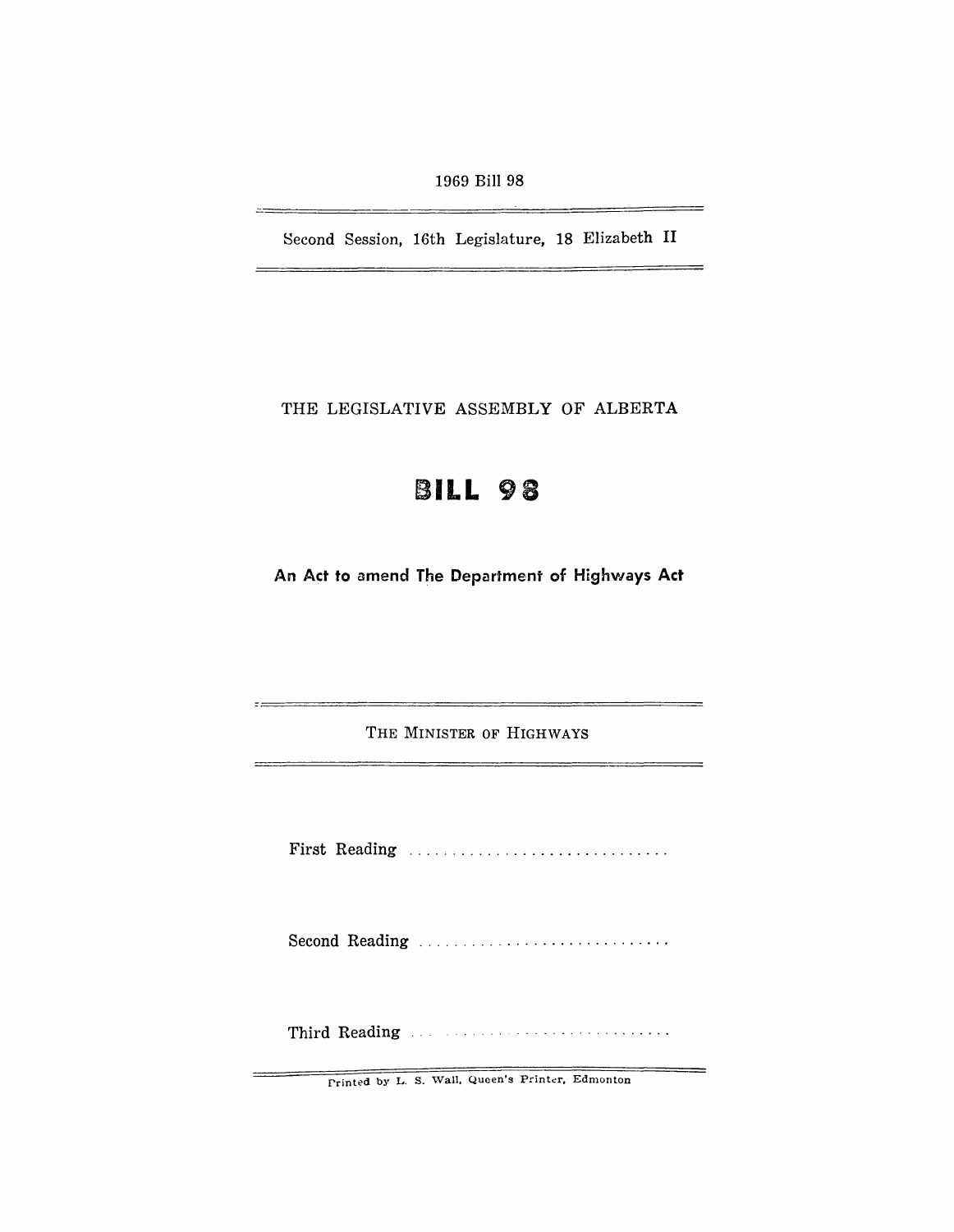1969 Bill 98

---

Second Session, 16th Legislature, 18 Elizabeth II

---

THE LEGISLATIVE ASSEMBLY OF ALBERTA

# BILL 98

**An Act to amend The Department of Highways Act**

---

THE MINISTER OF HIGHWAYS

---

First Reading ..............................

Second Reading ..............................

Third Reading ..............................

---

Printed by L. S. Wall, Queen's Printer, Edmonton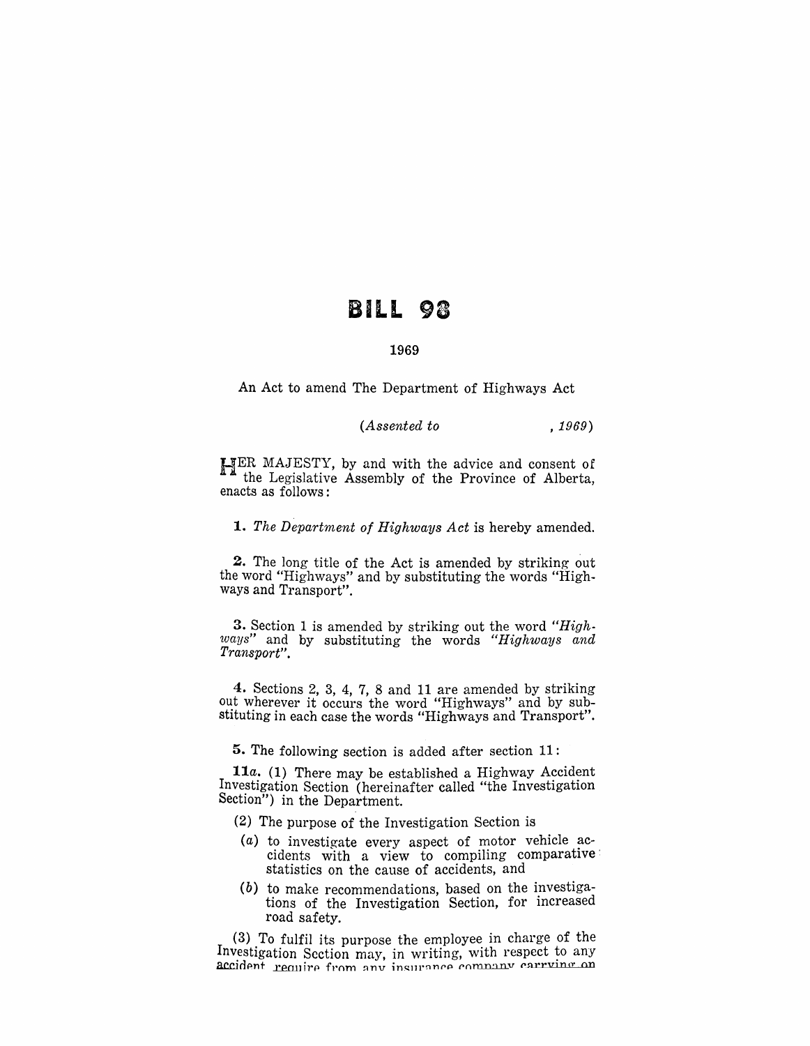# BILL 98

1969

An Act to amend The Department of Highways Act

*(Assented to , 1969)*

HER MAJESTY, by and with the advice and consent of the Legislative Assembly of the Province of Alberta, enacts as follows:

**1.** *The Department of Highways Act* is hereby amended.

**2.** The long title of the Act is amended by striking out the word "Highways" and by substituting the words "Highways and Transport".

**3.** Section 1 is amended by striking out the word *"Highways"* and by substituting the words *"Highways and Transport"*.

**4.** Sections 2, 3, 4, 7, 8 and 11 are amended by striking out wherever it occurs the word "Highways" and by substituting in each case the words "Highways and Transport".

**5.** The following section is added after section 11:

**11a.** (1) There may be established a Highway Accident Investigation Section (hereinafter called "the Investigation Section") in the Department.

(2) The purpose of the Investigation Section is

(*a*) to investigate every aspect of motor vehicle accidents with a view to compiling comparative statistics on the cause of accidents, and

(*b*) to make recommendations, based on the investigations of the Investigation Section, for increased road safety.

(3) To fulfil its purpose the employee in charge of the Investigation Section may, in writing, with respect to any accident require from any insurance company carrying on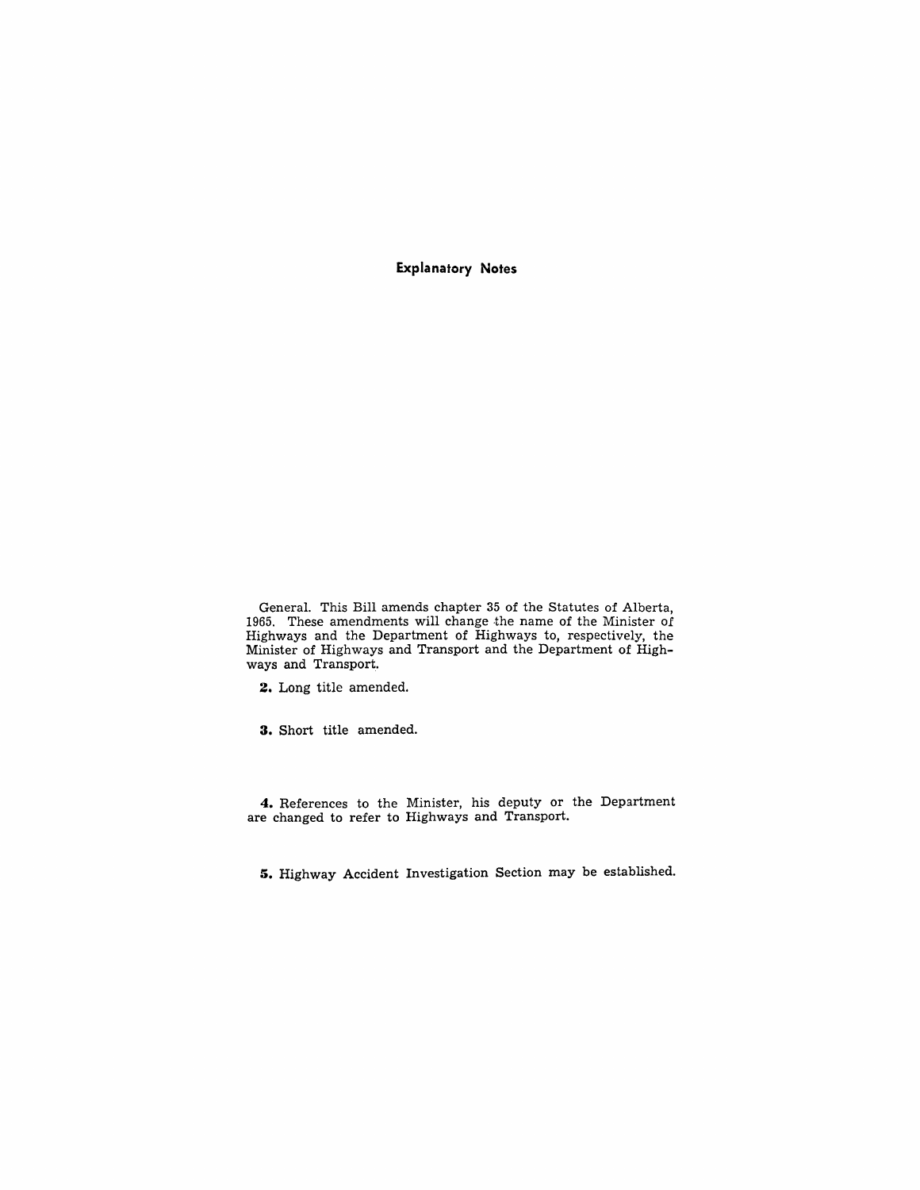## Explanatory Notes

General. This Bill amends chapter 35 of the Statutes of Alberta, 1965. These amendments will change the name of the Minister of Highways and the Department of Highways to, respectively, the Minister of Highways and Transport and the Department of Highways and Transport.

**2.** Long title amended.

**3.** Short title amended.

**4.** References to the Minister, his deputy or the Department are changed to refer to Highways and Transport.

**5.** Highway Accident Investigation Section may be established.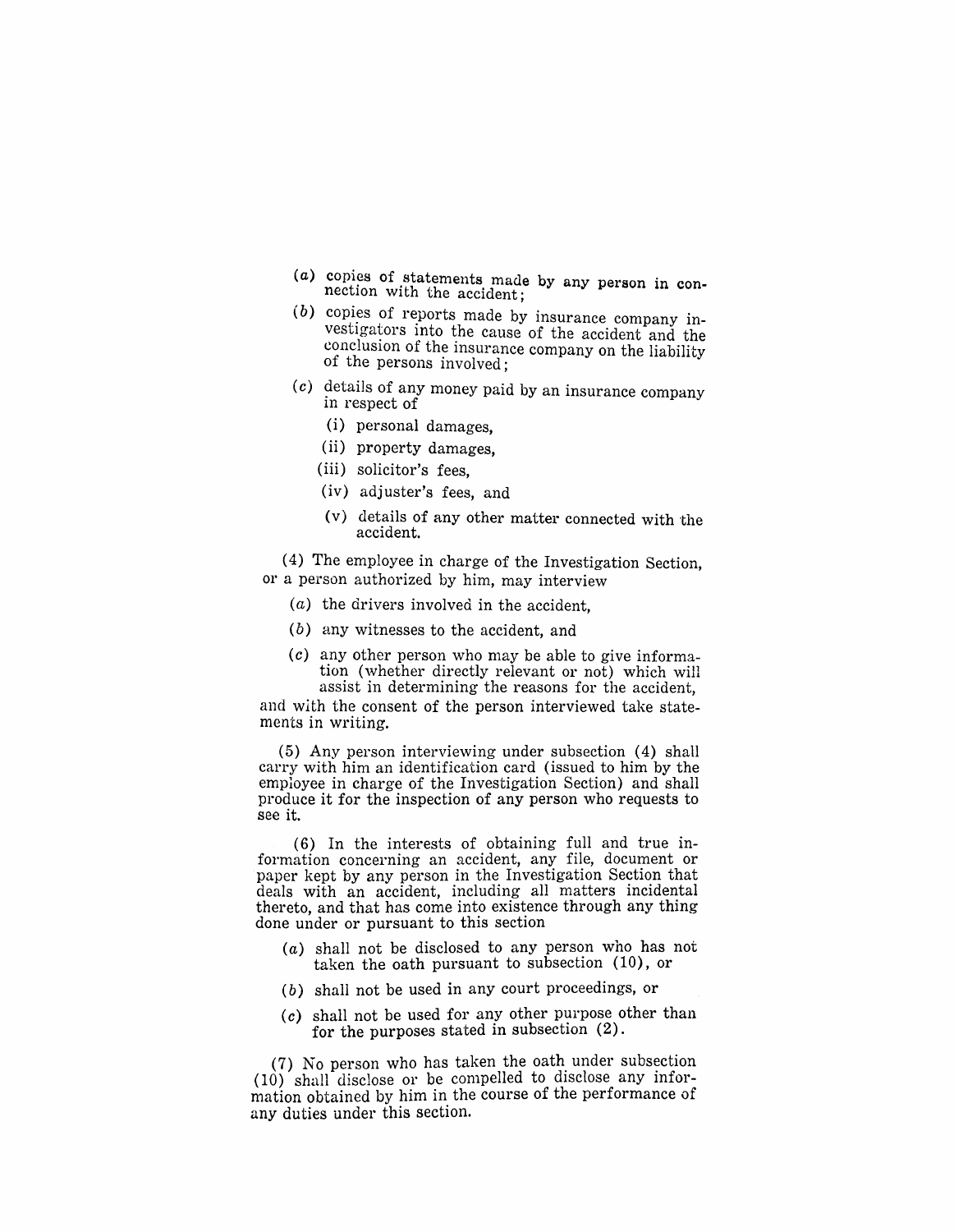(*a*) copies of statements made by any person in connection with the accident;

(*b*) copies of reports made by insurance company investigators into the cause of the accident and the conclusion of the insurance company on the liability of the persons involved;

(*c*) details of any money paid by an insurance company in respect of

(i) personal damages,

(ii) property damages,

(iii) solicitor's fees,

(iv) adjuster's fees, and

(v) details of any other matter connected with the accident.

(4) The employee in charge of the Investigation Section, or a person authorized by him, may interview

(*a*) the drivers involved in the accident,

(*b*) any witnesses to the accident, and

(*c*) any other person who may be able to give information (whether directly relevant or not) which will assist in determining the reasons for the accident,

and with the consent of the person interviewed take statements in writing.

(5) Any person interviewing under subsection (4) shall carry with him an identification card (issued to him by the employee in charge of the Investigation Section) and shall produce it for the inspection of any person who requests to see it.

(6) In the interests of obtaining full and true information concerning an accident, any file, document or paper kept by any person in the Investigation Section that deals with an accident, including all matters incidental thereto, and that has come into existence through any thing done under or pursuant to this section

(*a*) shall not be disclosed to any person who has not taken the oath pursuant to subsection (10), or

(*b*) shall not be used in any court proceedings, or

(*c*) shall not be used for any other purpose other than for the purposes stated in subsection (2).

(7) No person who has taken the oath under subsection (10) shall disclose or be compelled to disclose any information obtained by him in the course of the performance of any duties under this section.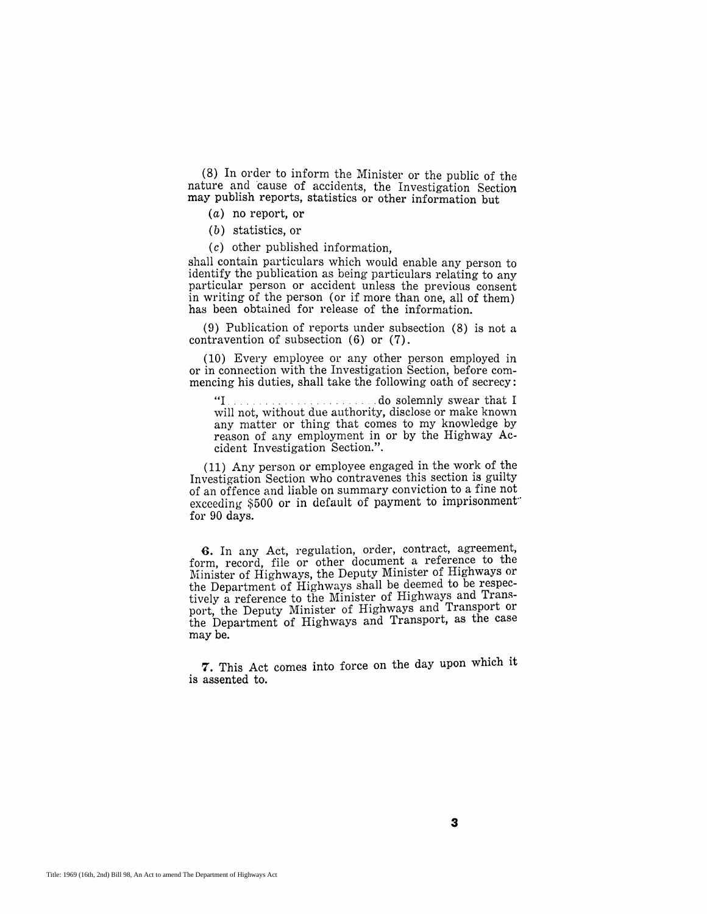(8) In order to inform the Minister or the public of the nature and cause of accidents, the Investigation Section may publish reports, statistics or other information but

(*a*) no report, or

(*b*) statistics, or

(*c*) other published information,

shall contain particulars which would enable any person to identify the publication as being particulars relating to any particular person or accident unless the previous consent in writing of the person (or if more than one, all of them) has been obtained for release of the information.

(9) Publication of reports under subsection (8) is not a contravention of subsection (6) or (7).

(10) Every employee or any other person employed in or in connection with the Investigation Section, before commencing his duties, shall take the following oath of secrecy:

> "I .......................... do solemnly swear that I will not, without due authority, disclose or make known any matter or thing that comes to my knowledge by reason of any employment in or by the Highway Accident Investigation Section.".

(11) Any person or employee engaged in the work of the Investigation Section who contravenes this section is guilty of an offence and liable on summary conviction to a fine not exceeding $500 or in default of payment to imprisonment for 90 days.

**6.** In any Act, regulation, order, contract, agreement, form, record, file or other document a reference to the Minister of Highways, the Deputy Minister of Highways or the Department of Highways shall be deemed to be respectively a reference to the Minister of Highways and Transport, the Deputy Minister of Highways and Transport or the Department of Highways and Transport, as the case may be.

**7.** This Act comes into force on the day upon which it is assented to.